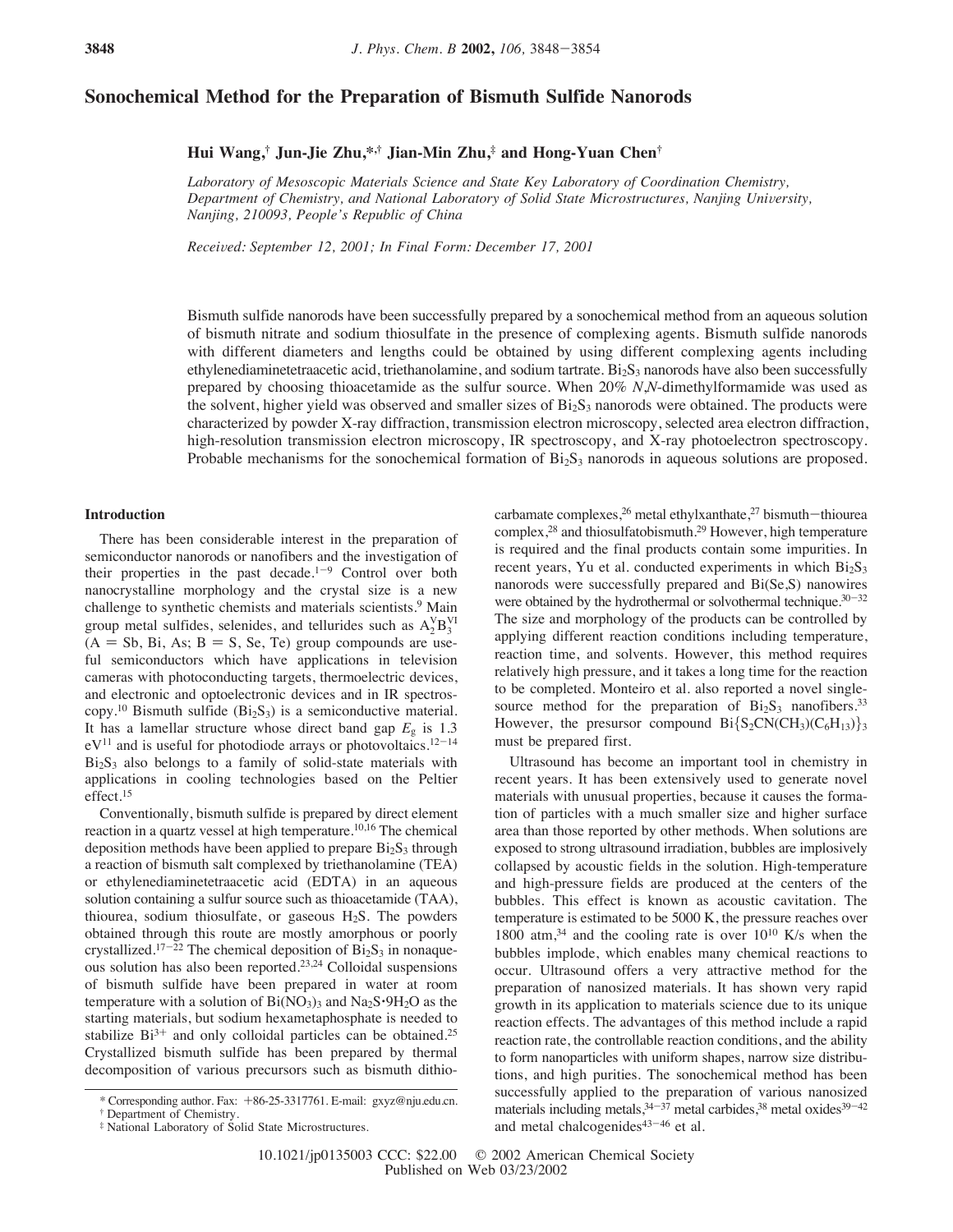# Sonochemical Method for the Preparation of Bismuth Sulfide Nanorods

**Hui Wang,[†] Jun-Jie Zhu,[*,†] Jian-Min Zhu,[‡] and Hong-Yuan Chen[†]**

*Laboratory of Mesoscopic Materials Science and State Key Laboratory of Coordination Chemistry, Department of Chemistry, and National Laboratory of Solid State Microstructures, Nanjing University, Nanjing, 210093, People's Republic of China*

*Received: September 12, 2001; In Final Form: December 17, 2001*

Bismuth sulfide nanorods have been successfully prepared by a sonochemical method from an aqueous solution of bismuth nitrate and sodium thiosulfate in the presence of complexing agents. Bismuth sulfide nanorods with different diameters and lengths could be obtained by using different complexing agents including ethylenediaminetetraacetic acid, triethanolamine, and sodium tartrate. $Bi_2S_3$ nanorods have also been successfully prepared by choosing thioacetamide as the sulfur source. When 20% *N*,*N*-dimethylformamide was used as the solvent, higher yield was observed and smaller sizes of $Bi_2S_3$ nanorods were obtained. The products were characterized by powder X-ray diffraction, transmission electron microscopy, selected area electron diffraction, high-resolution transmission electron microscopy, IR spectroscopy, and X-ray photoelectron spectroscopy. Probable mechanisms for the sonochemical formation of $Bi_2S_3$ nanorods in aqueous solutions are proposed.

## Introduction

There has been considerable interest in the preparation of semiconductor nanorods or nanofibers and the investigation of their properties in the past decade.[1-9] Control over both nanocrystalline morphology and the crystal size is a new challenge to synthetic chemists and materials scientists.[9] Main group metal sulfides, selenides, and tellurides such as $A_2^{V}B_3^{VI}$ (A = Sb, Bi, As; B = S, Se, Te) group compounds are useful semiconductors which have applications in television cameras with photoconducting targets, thermoelectric devices, and electronic and optoelectronic devices and in IR spectroscopy.[10] Bismuth sulfide ($Bi_2S_3$) is a semiconductive material. It has a lamellar structure whose direct band gap $E_g$ is 1.3 eV[11] and is useful for photodiode arrays or photovoltaics.[12-14] $Bi_2S_3$ also belongs to a family of solid-state materials with applications in cooling technologies based on the Peltier effect.[15]

Conventionally, bismuth sulfide is prepared by direct element reaction in a quartz vessel at high temperature.[10,16] The chemical deposition methods have been applied to prepare $Bi_2S_3$ through a reaction of bismuth salt complexed by triethanolamine (TEA) or ethylenediaminetetraacetic acid (EDTA) in an aqueous solution containing a sulfur source such as thioacetamide (TAA), thiourea, sodium thiosulfate, or gaseous $H_2S$. The powders obtained through this route are mostly amorphous or poorly crystallized.[17-22] The chemical deposition of $Bi_2S_3$ in nonaqueous solution has also been reported.[23,24] Colloidal suspensions of bismuth sulfide have been prepared in water at room temperature with a solution of $Bi(NO_3)_3$ and $Na_2S\cdot 9H_2O$ as the starting materials, but sodium hexametaphosphate is needed to stabilize $Bi^{3+}$ and only colloidal particles can be obtained.[25] Crystallized bismuth sulfide has been prepared by thermal decomposition of various precursors such as bismuth dithiocarbamate complexes,[26] metal ethylxanthate,[27] bismuth–thiourea complex,[28] and thiosulfatobismuth.[29] However, high temperature is required and the final products contain some impurities. In recent years, Yu et al. conducted experiments in which $Bi_2S_3$ nanorods were successfully prepared and Bi(Se,S) nanowires were obtained by the hydrothermal or solvothermal technique.[30-32] The size and morphology of the products can be controlled by applying different reaction conditions including temperature, reaction time, and solvents. However, this method requires relatively high pressure, and it takes a long time for the reaction to be completed. Monteiro et al. also reported a novel single-source method for the preparation of $Bi_2S_3$ nanofibers.[33] However, the presursor compound $Bi\{S_2CN(CH_3)(C_6H_{13})\}_3$ must be prepared first.

Ultrasound has become an important tool in chemistry in recent years. It has been extensively used to generate novel materials with unusual properties, because it causes the formation of particles with a much smaller size and higher surface area than those reported by other methods. When solutions are exposed to strong ultrasound irradiation, bubbles are implosively collapsed by acoustic fields in the solution. High-temperature and high-pressure fields are produced at the centers of the bubbles. This effect is known as acoustic cavitation. The temperature is estimated to be 5000 K, the pressure reaches over 1800 atm,[34] and the cooling rate is over $10^{10}$ K/s when the bubbles implode, which enables many chemical reactions to occur. Ultrasound offers a very attractive method for the preparation of nanosized materials. It has shown very rapid growth in its application to materials science due to its unique reaction effects. The advantages of this method include a rapid reaction rate, the controllable reaction conditions, and the ability to form nanoparticles with uniform shapes, narrow size distributions, and high purities. The sonochemical method has been successfully applied to the preparation of various nanosized materials including metals,[34-37] metal carbides,[38] metal oxides[39-42] and metal chalcogenides[43-46] et al.

\* Corresponding author. Fax: +86-25-3317761. E-mail: gxyz@nju.edu.cn.
† Department of Chemistry.
‡ National Laboratory of Solid State Microstructures.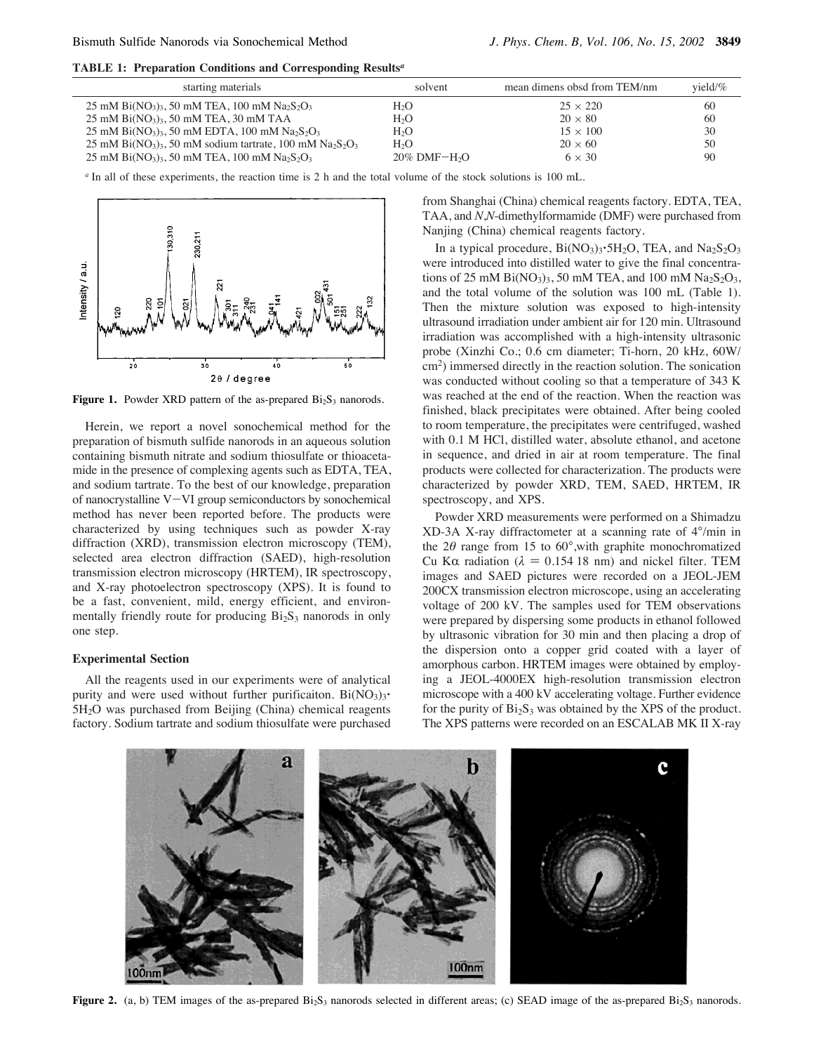**TABLE 1: Preparation Conditions and Corresponding Results**[a]

| starting materials | solvent | mean dimens obsd from TEM/nm | yield/% |
|---|---|---|---|
| 25 mM $Bi(NO_3)_3$, 50 mM TEA, 100 mM $Na_2S_2O_3$ | $H_2O$ | 25 × 220 | 60 |
| 25 mM $Bi(NO_3)_3$, 50 mM TEA, 30 mM TAA | $H_2O$ | 20 × 80 | 60 |
| 25 mM $Bi(NO_3)_3$, 50 mM EDTA, 100 mM $Na_2S_2O_3$ | $H_2O$ | 15 × 100 | 30 |
| 25 mM $Bi(NO_3)_3$, 50 mM sodium tartrate, 100 mM $Na_2S_2O_3$ | $H_2O$ | 20 × 60 | 50 |
| 25 mM $Bi(NO_3)_3$, 50 mM TEA, 100 mM $Na_2S_2O_3$ | 20% DMF−$H_2O$ | 6 × 30 | 90 |

[a] In all of these experiments, the reaction time is 2 h and the total volume of the stock solutions is 100 mL.

**Figure 1.** Powder XRD pattern of the as-prepared $Bi_2S_3$ nanorods.

Herein, we report a novel sonochemical method for the preparation of bismuth sulfide nanorods in an aqueous solution containing bismuth nitrate and sodium thiosulfate or thioacetamide in the presence of complexing agents such as EDTA, TEA, and sodium tartrate. To the best of our knowledge, preparation of nanocrystalline V−VI group semiconductors by sonochemical method has never been reported before. The products were characterized by using techniques such as powder X-ray diffraction (XRD), transmission electron microscopy (TEM), selected area electron diffraction (SAED), high-resolution transmission electron microscopy (HRTEM), IR spectroscopy, and X-ray photoelectron spectroscopy (XPS). It is found to be a fast, convenient, mild, energy efficient, and environmentally friendly route for producing $Bi_2S_3$ nanorods in only one step.

## Experimental Section

All the reagents used in our experiments were of analytical purity and were used without further purificaiton. $Bi(NO_3)_3 \cdot 5H_2O$ was purchased from Beijing (China) chemical reagents factory. Sodium tartrate and sodium thiosulfate were purchased from Shanghai (China) chemical reagents factory. EDTA, TEA, TAA, and *N,N*-dimethylformamide (DMF) were purchased from Nanjing (China) chemical reagents factory.

In a typical procedure, $Bi(NO_3)_3 \cdot 5H_2O$, TEA, and $Na_2S_2O_3$ were introduced into distilled water to give the final concentrations of 25 mM $Bi(NO_3)_3$, 50 mM TEA, and 100 mM $Na_2S_2O_3$, and the total volume of the solution was 100 mL (Table 1). Then the mixture solution was exposed to high-intensity ultrasound irradiation under ambient air for 120 min. Ultrasound irradiation was accomplished with a high-intensity ultrasonic probe (Xinzhi Co.; 0.6 cm diameter; Ti-horn, 20 kHz, 60W/$cm^2$) immersed directly in the reaction solution. The sonication was conducted without cooling so that a temperature of 343 K was reached at the end of the reaction. When the reaction was finished, black precipitates were obtained. After being cooled to room temperature, the precipitates were centrifuged, washed with 0.1 M HCl, distilled water, absolute ethanol, and acetone in sequence, and dried in air at room temperature. The final products were collected for characterization. The products were characterized by powder XRD, TEM, SAED, HRTEM, IR spectroscopy, and XPS.

Powder XRD measurements were performed on a Shimadzu XD-3A X-ray diffractometer at a scanning rate of 4°/min in the 2$\theta$ range from 15 to 60°, with graphite monochromatized Cu K$\alpha$ radiation ($\lambda$ = 0.154 18 nm) and nickel filter. TEM images and SAED pictures were recorded on a JEOL-JEM 200CX transmission electron microscope, using an accelerating voltage of 200 kV. The samples used for TEM observations were prepared by dispersing some products in ethanol followed by ultrasonic vibration for 30 min and then placing a drop of the dispersion onto a copper grid coated with a layer of amorphous carbon. HRTEM images were obtained by employing a JEOL-4000EX high-resolution transmission electron microscope with a 400 kV accelerating voltage. Further evidence for the purity of $Bi_2S_3$ was obtained by the XPS of the product. The XPS patterns were recorded on an ESCALAB MK II X-ray

**Figure 2.** (a, b) TEM images of the as-prepared $Bi_2S_3$ nanorods selected in different areas; (c) SEAD image of the as-prepared $Bi_2S_3$ nanorods.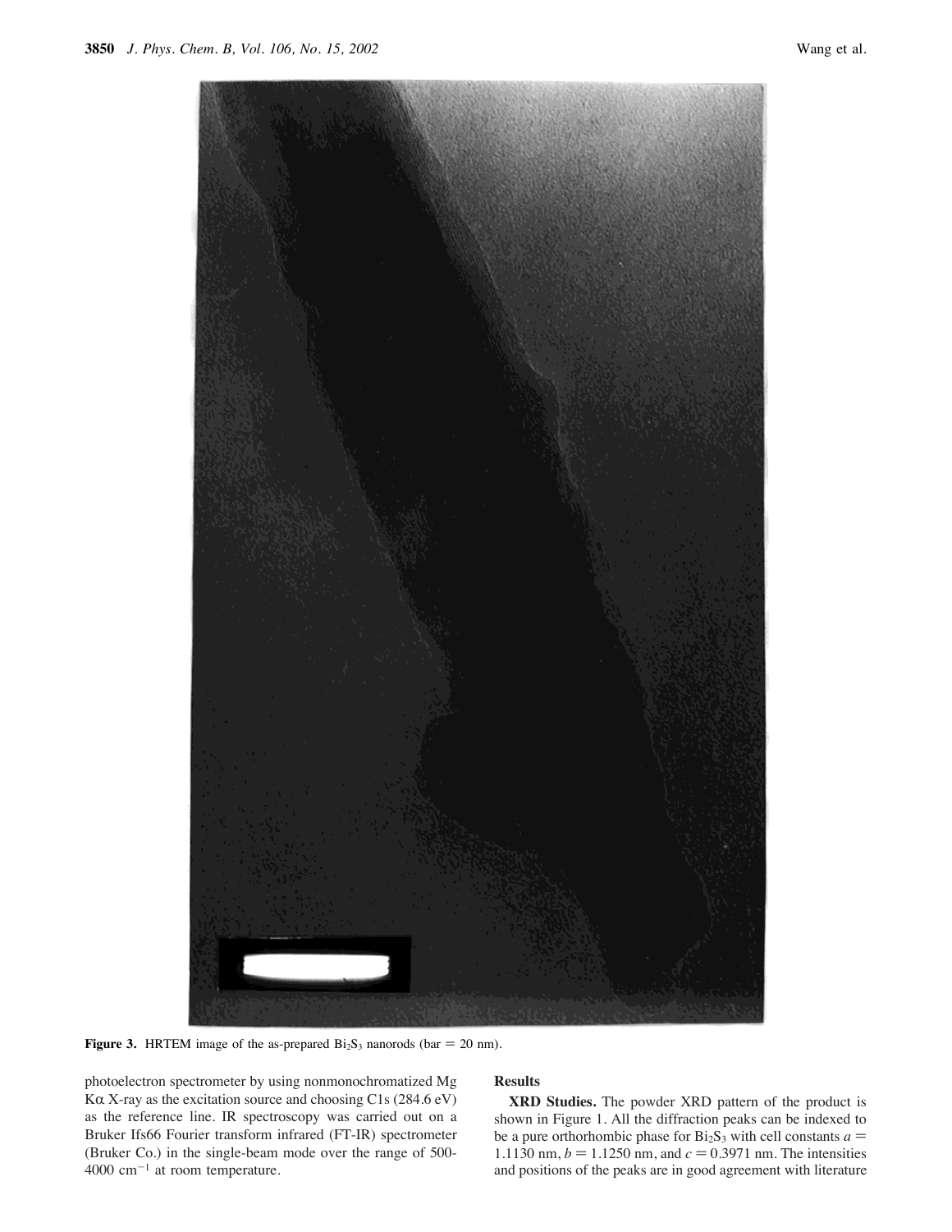**Figure 3.** HRTEM image of the as-prepared $Bi_2S_3$ nanorods (bar = 20 nm).

photoelectron spectrometer by using nonmonochromatized Mg Kα X-ray as the excitation source and choosing C1s (284.6 eV) as the reference line. IR spectroscopy was carried out on a Bruker Ifs66 Fourier transform infrared (FT-IR) spectrometer (Bruker Co.) in the single-beam mode over the range of 500-4000 $cm^{-1}$ at room temperature.

## Results

**XRD Studies.** The powder XRD pattern of the product is shown in Figure 1. All the diffraction peaks can be indexed to be a pure orthorhombic phase for $Bi_2S_3$ with cell constants $a$ = 1.1130 nm, $b$ = 1.1250 nm, and $c$ = 0.3971 nm. The intensities and positions of the peaks are in good agreement with literature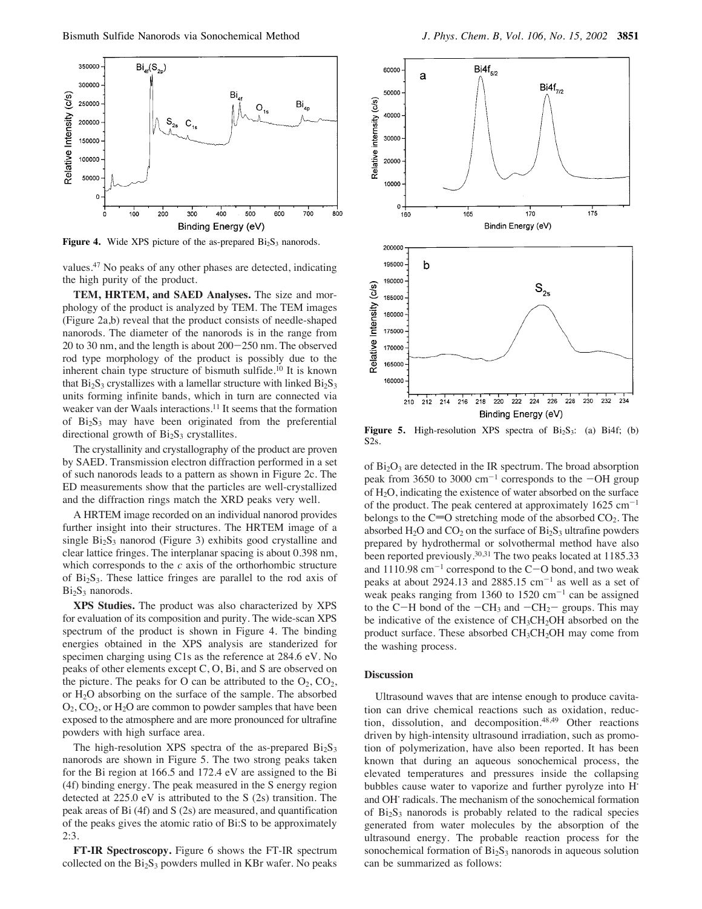Figure 4. Wide XPS picture of the as-prepared $Bi_2S_3$ nanorods.

values.[47] No peaks of any other phases are detected, indicating the high purity of the product.

**TEM, HRTEM, and SAED Analyses.** The size and morphology of the product is analyzed by TEM. The TEM images (Figure 2a,b) reveal that the product consists of needle-shaped nanorods. The diameter of the nanorods is in the range from 20 to 30 nm, and the length is about 200−250 nm. The observed rod type morphology of the product is possibly due to the inherent chain type structure of bismuth sulfide.[10] It is known that $Bi_2S_3$ crystallizes with a lamellar structure with linked $Bi_2S_3$ units forming infinite bands, which in turn are connected via weaker van der Waals interactions.[11] It seems that the formation of $Bi_2S_3$ may have been originated from the preferential directional growth of $Bi_2S_3$ crystallites.

The crystallinity and crystallography of the product are proven by SAED. Transmission electron diffraction performed in a set of such nanorods leads to a pattern as shown in Figure 2c. The ED measurements show that the particles are well-crystallized and the diffraction rings match the XRD peaks very well.

A HRTEM image recorded on an individual nanorod provides further insight into their structures. The HRTEM image of a single $Bi_2S_3$ nanorod (Figure 3) exhibits good crystalline and clear lattice fringes. The interplanar spacing is about 0.398 nm, which corresponds to the *c* axis of the orthorhombic structure of $Bi_2S_3$. These lattice fringes are parallel to the rod axis of $Bi_2S_3$ nanorods.

**XPS Studies.** The product was also characterized by XPS for evaluation of its composition and purity. The wide-scan XPS spectrum of the product is shown in Figure 4. The binding energies obtained in the XPS analysis are standerized for specimen charging using C1s as the reference at 284.6 eV. No peaks of other elements except C, O, Bi, and S are observed on the picture. The peaks for O can be attributed to the $O_2$, $CO_2$, or $H_2O$ absorbing on the surface of the sample. The absorbed $O_2$, $CO_2$, or $H_2O$ are common to powder samples that have been exposed to the atmosphere and are more pronounced for ultrafine powders with high surface area.

The high-resolution XPS spectra of the as-prepared $Bi_2S_3$ nanorods are shown in Figure 5. The two strong peaks taken for the Bi region at 166.5 and 172.4 eV are assigned to the Bi (4f) binding energy. The peak measured in the S energy region detected at 225.0 eV is attributed to the S (2s) transition. The peak areas of Bi (4f) and S (2s) are measured, and quantification of the peaks gives the atomic ratio of Bi:S to be approximately 2:3.

**FT-IR Spectroscopy.** Figure 6 shows the FT-IR spectrum collected on the $Bi_2S_3$ powders mulled in KBr wafer. No peaks of $Bi_2O_3$ are detected in the IR spectrum. The broad absorption peak from 3650 to 3000 cm$^{-1}$ corresponds to the −OH group of $H_2O$, indicating the existence of water absorbed on the surface of the product. The peak centered at approximately 1625 cm$^{-1}$ belongs to the C=O stretching mode of the absorbed $CO_2$. The absorbed $H_2O$ and $CO_2$ on the surface of $Bi_2S_3$ ultrafine powders prepared by hydrothermal or solvothermal method have also been reported previously.[30,31] The two peaks located at 1185.33 and 1110.98 cm$^{-1}$ correspond to the C−O bond, and two weak peaks at about 2924.13 and 2885.15 cm$^{-1}$ as well as a set of weak peaks ranging from 1360 to 1520 cm$^{-1}$ can be assigned to the C−H bond of the $-CH_3$ and $-CH_2-$ groups. This may be indicative of the existence of $CH_3CH_2OH$ absorbed on the product surface. These absorbed $CH_3CH_2OH$ may come from the washing process.

Figure 5. High-resolution XPS spectra of $Bi_2S_3$: (a) Bi4f; (b) S2s.

## Discussion

Ultrasound waves that are intense enough to produce cavitation can drive chemical reactions such as oxidation, reduction, dissolution, and decomposition.[48,49] Other reactions driven by high-intensity ultrasound irradiation, such as promotion of polymerization, have also been reported. It has been known that during an aqueous sonochemical process, the elevated temperatures and pressures inside the collapsing bubbles cause water to vaporize and further pyrolyze into H$^{\cdot}$ and OH$^{\cdot}$ radicals. The mechanism of the sonochemical formation of $Bi_2S_3$ nanorods is probably related to the radical species generated from water molecules by the absorption of the ultrasound energy. The probable reaction process for the sonochemical formation of $Bi_2S_3$ nanorods in aqueous solution can be summarized as follows: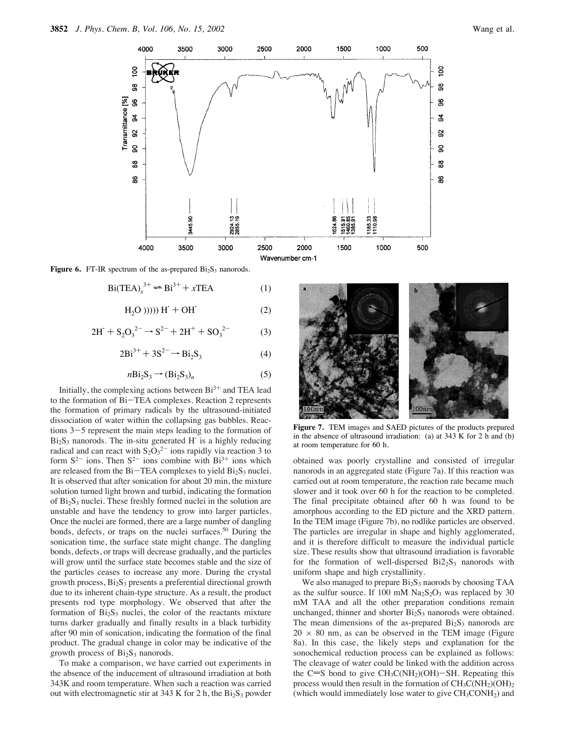Figure 6. FT-IR spectrum of the as-prepared $Bi_2S_3$ nanorods.

$$Bi(TEA)_x^{3+} \rightleftharpoons Bi^{3+} + xTEA \quad (1)$$

$$H_2O\ ))))) \ H^{\cdot} + OH^{\cdot} \quad (2)$$

$$2H^{\cdot} + S_2O_3^{2-} \rightarrow S^{2-} + 2H^+ + SO_3^{2-} \quad (3)$$

$$2Bi^{3+} + 3S^{2-} \rightarrow Bi_2S_3 \quad (4)$$

$$nBi_2S_3 \rightarrow (Bi_2S_3)_n \quad (5)$$

Initially, the complexing actions between $Bi^{3+}$ and TEA lead to the formation of Bi–TEA complexes. Reaction 2 represents the formation of primary radicals by the ultrasound-initiated dissociation of water within the collapsing gas bubbles. Reactions 3–5 represent the main steps leading to the formation of $Bi_2S_3$ nanorods. The in-situ generated $H^{\cdot}$ is a highly reducing radical and can react with $S_2O_3^{2-}$ ions rapidly via reaction 3 to form $S^{2-}$ ions. Then $S^{2-}$ ions combine with $Bi^{3+}$ ions which are released from the Bi–TEA complexes to yield $Bi_2S_3$ nuclei. It is observed that after sonication for about 20 min, the mixture solution turned light brown and turbid, indicating the formation of $Bi_2S_3$ nuclei. These freshly formed nuclei in the solution are unstable and have the tendency to grow into larger particles. Once the nuclei are formed, there are a large number of dangling bonds, defects, or traps on the nuclei surfaces.[50] During the sonication time, the surface state might change. The dangling bonds, defects, or traps will decrease gradually, and the particles will grow until the surface state becomes stable and the size of the particles ceases to increase any more. During the crystal growth process, $Bi_2S_3$ presents a preferential directional growth due to its inherent chain-type structure. As a result, the product presents rod type morphology. We observed that after the formation of $Bi_2S_3$ nuclei, the color of the reactants mixture turns darker gradually and finally results in a black turbidity after 90 min of sonication, indicating the formation of the final product. The gradual change in color may be indicative of the growth process of $Bi_2S_3$ nanorods.

To make a comparison, we have carried out experiments in the absence of the inducement of ultrasound irradiation at both 343K and room temperature. When such a reaction was carried out with electromagnetic stir at 343 K for 2 h, the $Bi_2S_3$ powder obtained was poorly crystalline and consisted of irregular nanorods in an aggregated state (Figure 7a). If this reaction was carried out at room temperature, the reaction rate became much slower and it took over 60 h for the reaction to be completed. The final precipitate obtained after 60 h was found to be amorphous according to the ED picture and the XRD pattern. In the TEM image (Figure 7b), no rodlike particles are observed. The particles are irregular in shape and highly agglomerated, and it is therefore difficult to measure the individual particle size. These results show that ultrasound irradiation is favorable for the formation of well-dispersed $Bi2_2S_3$ nanorods with uniform shape and high crystallinity.

Figure 7. TEM images and SAED pictures of the products prepared in the absence of ultrasound irradiation: (a) at 343 K for 2 h and (b) at room temperature for 60 h.

We also managed to prepare $Bi_2S_3$ naorods by choosing TAA as the sulfur source. If 100 mM $Na_2S_2O_3$ was replaced by 30 mM TAA and all the other preparation conditions remain unchanged, thinner and shorter $Bi_2S_3$ nanorods were obtained. The mean dimensions of the as-prepared $Bi_2S_3$ nanorods are $20 \times 80$ nm, as can be observed in the TEM image (Figure 8a). In this case, the likely steps and explanation for the sonochemical reduction process can be explained as follows: The cleavage of water could be linked with the addition across the C=S bond to give $CH_3C(NH_2)(OH)$–SH. Repeating this process would then result in the formation of $CH_3C(NH_2)(OH)_2$ (which would immediately lose water to give $CH_3CONH_2$) and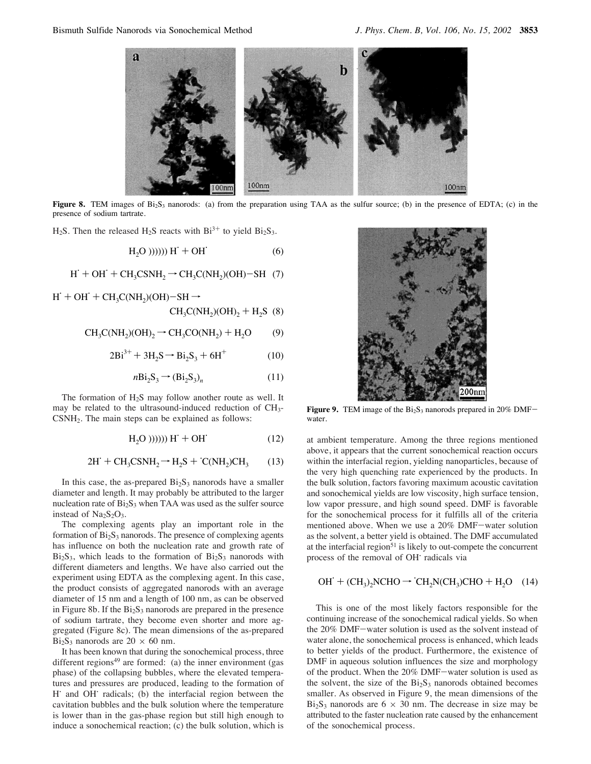**Figure 8.** TEM images of $Bi_2S_3$ nanorods: (a) from the preparation using TAA as the sulfur source; (b) in the presence of EDTA; (c) in the presence of sodium tartrate.

$H_2S$. Then the released $H_2S$ reacts with $Bi^{3+}$ to yield $Bi_2S_3$.

$$H_2O \text{ )))))) } H^{\cdot} + OH^{\cdot} \tag{6}$$

$$H^{\cdot} + OH^{\cdot} + CH_3CSNH_2 \rightarrow CH_3C(NH_2)(OH){-}SH \tag{7}$$

$$H^{\cdot} + OH^{\cdot} + CH_3C(NH_2)(OH){-}SH \rightarrow CH_3C(NH_2)(OH)_2 + H_2S \tag{8}$$

$$CH_3C(NH_2)(OH)_2 \rightarrow CH_3CO(NH_2) + H_2O \tag{9}$$

$$2Bi^{3+} + 3H_2S \rightarrow Bi_2S_3 + 6H^+ \tag{10}$$

$$nBi_2S_3 \rightarrow (Bi_2S_3)_n \tag{11}$$

The formation of $H_2S$ may follow another route as well. It may be related to the ultrasound-induced reduction of $CH_3CSNH_2$. The main steps can be explained as follows:

$$H_2O \text{ )))))) } H^{\cdot} + OH^{\cdot} \tag{12}$$

$$2H^{\cdot} + CH_3CSNH_2 \rightarrow H_2S + {}^{\cdot}C(NH_2)CH_3 \tag{13}$$

In this case, the as-prepared $Bi_2S_3$ nanorods have a smaller diameter and length. It may probably be attributed to the larger nucleation rate of $Bi_2S_3$ when TAA was used as the sulfer source instead of $Na_2S_2O_3$.

The complexing agents play an important role in the formation of $Bi_2S_3$ nanorods. The presence of complexing agents has influence on both the nucleation rate and growth rate of $Bi_2S_3$, which leads to the formation of $Bi_2S_3$ nanorods with different diameters and lengths. We have also carried out the experiment using EDTA as the complexing agent. In this case, the product consists of aggregated nanorods with an average diameter of 15 nm and a length of 100 nm, as can be observed in Figure 8b. If the $Bi_2S_3$ nanorods are prepared in the presence of sodium tartrate, they become even shorter and more aggregated (Figure 8c). The mean dimensions of the as-prepared $Bi_2S_3$ nanorods are $20 \times 60$ nm.

It has been known that during the sonochemical process, three different regions[49] are formed: (a) the inner environment (gas phase) of the collapsing bubbles, where the elevated temperatures and pressures are produced, leading to the formation of $H^{\cdot}$ and $OH^{\cdot}$ radicals; (b) the interfacial region between the cavitation bubbles and the bulk solution where the temperature is lower than in the gas-phase region but still high enough to induce a sonochemical reaction; (c) the bulk solution, which is at ambient temperature. Among the three regions mentioned above, it appears that the current sonochemical reaction occurs within the interfacial region, yielding nanoparticles, because of the very high quenching rate experienced by the products. In the bulk solution, factors favoring maximum acoustic cavitation and sonochemical yields are low viscosity, high surface tension, low vapor pressure, and high sound speed. DMF is favorable for the sonochemical process for it fulfills all of the criteria mentioned above. When we use a 20% DMF–water solution as the solvent, a better yield is obtained. The DMF accumulated at the interfacial region[51] is likely to out-compete the concurrent process of the removal of $OH^{\cdot}$ radicals via

$$OH^{\cdot} + (CH_3)_2NCHO \rightarrow {}^{\cdot}CH_2N(CH_3)CHO + H_2O \tag{14}$$

This is one of the most likely factors responsible for the continuing increase of the sonochemical radical yields. So when the 20% DMF–water solution is used as the solvent instead of water alone, the sonochemical process is enhanced, which leads to better yields of the product. Furthermore, the existence of DMF in aqueous solution influences the size and morphology of the product. When the 20% DMF–water solution is used as the solvent, the size of the $Bi_2S_3$ nanorods obtained becomes smaller. As observed in Figure 9, the mean dimensions of the $Bi_2S_3$ nanorods are $6 \times 30$ nm. The decrease in size may be attributed to the faster nucleation rate caused by the enhancement of the sonochemical process.

**Figure 9.** TEM image of the $Bi_2S_3$ nanorods prepared in 20% DMF–water.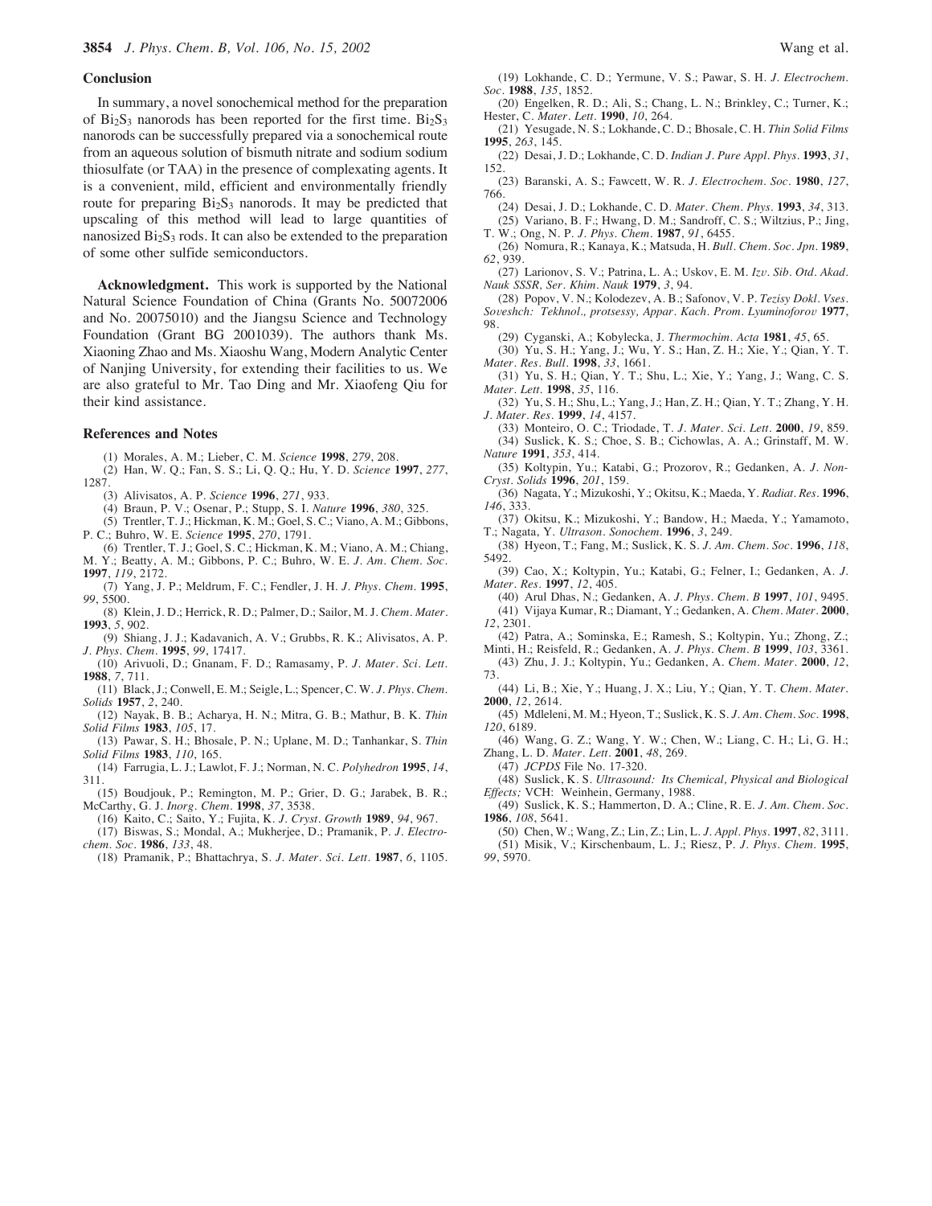## Conclusion

In summary, a novel sonochemical method for the preparation of $Bi_2S_3$ nanorods has been reported for the first time. $Bi_2S_3$ nanorods can be successfully prepared via a sonochemical route from an aqueous solution of bismuth nitrate and sodium sodium thiosulfate (or TAA) in the presence of complexating agents. It is a convenient, mild, efficient and environmentally friendly route for preparing $Bi_2S_3$ nanorods. It may be predicted that upscaling of this method will lead to large quantities of nanosized $Bi_2S_3$ rods. It can also be extended to the preparation of some other sulfide semiconductors.

**Acknowledgment.** This work is supported by the National Natural Science Foundation of China (Grants No. 50072006 and No. 20075010) and the Jiangsu Science and Technology Foundation (Grant BG 2001039). The authors thank Ms. Xiaoning Zhao and Ms. Xiaoshu Wang, Modern Analytic Center of Nanjing University, for extending their facilities to us. We are also grateful to Mr. Tao Ding and Mr. Xiaofeng Qiu for their kind assistance.

## References and Notes

(1) Morales, A. M.; Lieber, C. M. *Science* **1998**, *279*, 208.
(2) Han, W. Q.; Fan, S. S.; Li, Q. Q.; Hu, Y. D. *Science* **1997**, *277*, 1287.
(3) Alivisatos, A. P. *Science* **1996**, *271*, 933.
(4) Braun, P. V.; Osenar, P.; Stupp, S. I. *Nature* **1996**, *380*, 325.
(5) Trentler, T. J.; Hickman, K. M.; Goel, S. C.; Viano, A. M.; Gibbons, P. C.; Buhro, W. E. *Science* **1995**, *270*, 1791.
(6) Trentler, T. J.; Goel, S. C.; Hickman, K. M.; Viano, A. M.; Chiang, M. Y.; Beatty, A. M.; Gibbons, P. C.; Buhro, W. E. *J. Am. Chem. Soc.* **1997**, *119*, 2172.
(7) Yang, J. P.; Meldrum, F. C.; Fendler, J. H. *J. Phys. Chem.* **1995**, *99*, 5500.
(8) Klein, J. D.; Herrick, R. D.; Palmer, D.; Sailor, M. J. *Chem. Mater.* **1993**, *5*, 902.
(9) Shiang, J. J.; Kadavanich, A. V.; Grubbs, R. K.; Alivisatos, A. P. *J. Phys. Chem.* **1995**, *99*, 17417.
(10) Arivuoli, D.; Gnanam, F. D.; Ramasamy, P. *J. Mater. Sci. Lett.* **1988**, *7*, 711.
(11) Black, J.; Conwell, E. M.; Seigle, L.; Spencer, C. W. *J. Phys. Chem. Solids* **1957**, *2*, 240.
(12) Nayak, B. B.; Acharya, H. N.; Mitra, G. B.; Mathur, B. K. *Thin Solid Films* **1983**, *105*, 17.
(13) Pawar, S. H.; Bhosale, P. N.; Uplane, M. D.; Tanhankar, S. *Thin Solid Films* **1983**, *110*, 165.
(14) Farrugia, L. J.; Lawlot, F. J.; Norman, N. C. *Polyhedron* **1995**, *14*, 311.
(15) Boudjouk, P.; Remington, M. P.; Grier, D. G.; Jarabek, B. R.; McCarthy, G. J. *Inorg. Chem.* **1998**, *37*, 3538.
(16) Kaito, C.; Saito, Y.; Fujita, K. *J. Cryst. Growth* **1989**, *94*, 967.
(17) Biswas, S.; Mondal, A.; Mukherjee, D.; Pramanik, P. *J. Electrochem. Soc.* **1986**, *133*, 48.
(18) Pramanik, P.; Bhattachrya, S. *J. Mater. Sci. Lett.* **1987**, *6*, 1105.
(19) Lokhande, C. D.; Yermune, V. S.; Pawar, S. H. *J. Electrochem. Soc.* **1988**, *135*, 1852.
(20) Engelken, R. D.; Ali, S.; Chang, L. N.; Brinkley, C.; Turner, K.; Hester, C. *Mater. Lett.* **1990**, *10*, 264.
(21) Yesugade, N. S.; Lokhande, C. D.; Bhosale, C. H. *Thin Solid Films* **1995**, *263*, 145.
(22) Desai, J. D.; Lokhande, C. D. *Indian J. Pure Appl. Phys.* **1993**, *31*, 152.
(23) Baranski, A. S.; Fawcett, W. R. *J. Electrochem. Soc.* **1980**, *127*, 766.
(24) Desai, J. D.; Lokhande, C. D. *Mater. Chem. Phys.* **1993**, *34*, 313.
(25) Variano, B. F.; Hwang, D. M.; Sandroff, C. S.; Wiltzius, P.; Jing, T. W.; Ong, N. P. *J. Phys. Chem.* **1987**, *91*, 6455.
(26) Nomura, R.; Kanaya, K.; Matsuda, H. *Bull. Chem. Soc. Jpn.* **1989**, *62*, 939.
(27) Larionov, S. V.; Patrina, L. A.; Uskov, E. M. *Izv. Sib. Otd. Akad. Nauk SSSR, Ser. Khim. Nauk* **1979**, *3*, 94.
(28) Popov, V. N.; Kolodezev, A. B.; Safonov, V. P. *Tezisy Dokl. Vses. Soveshch: Tekhnol., protsessy, Appar. Kach. Prom. Lyuminoforov* **1977**, 98.
(29) Cyganski, A.; Kobylecka, J. *Thermochim. Acta* **1981**, *45*, 65.
(30) Yu, S. H.; Yang, J.; Wu, Y. S.; Han, Z. H.; Xie, Y.; Qian, Y. T. *Mater. Res. Bull.* **1998**, *33*, 1661.
(31) Yu, S. H.; Qian, Y. T.; Shu, L.; Xie, Y.; Yang, J.; Wang, C. S. *Mater. Lett.* **1998**, *35*, 116.
(32) Yu, S. H.; Shu, L.; Yang, J.; Han, Z. H.; Qian, Y. T.; Zhang, Y. H. *J. Mater. Res.* **1999**, *14*, 4157.
(33) Monteiro, O. C.; Triodade, T. *J. Mater. Sci. Lett.* **2000**, *19*, 859.
(34) Suslick, K. S.; Choe, S. B.; Cichowlas, A. A.; Grinstaff, M. W. *Nature* **1991**, *353*, 414.
(35) Koltypin, Yu.; Katabi, G.; Prozorov, R.; Gedanken, A. *J. Non-Cryst. Solids* **1996**, *201*, 159.
(36) Nagata, Y.; Mizukoshi, Y.; Okitsu, K.; Maeda, Y. *Radiat. Res.* **1996**, *146*, 333.
(37) Okitsu, K.; Mizukoshi, Y.; Bandow, H.; Maeda, Y.; Yamamoto, T.; Nagata, Y. *Ultrason. Sonochem.* **1996**, *3*, 249.
(38) Hyeon, T.; Fang, M.; Suslick, K. S. *J. Am. Chem. Soc.* **1996**, *118*, 5492.
(39) Cao, X.; Koltypin, Yu.; Katabi, G.; Felner, I.; Gedanken, A. *J. Mater. Res.* **1997**, *12*, 405.
(40) Arul Dhas, N.; Gedanken, A. *J. Phys. Chem. B* **1997**, *101*, 9495.
(41) Vijaya Kumar, R.; Diamant, Y.; Gedanken, A. *Chem. Mater.* **2000**, *12*, 2301.
(42) Patra, A.; Sominska, E.; Ramesh, S.; Koltypin, Yu.; Zhong, Z.; Minti, H.; Reisfeld, R.; Gedanken, A. *J. Phys. Chem. B* **1999**, *103*, 3361.
(43) Zhu, J. J.; Koltypin, Yu.; Gedanken, A. *Chem. Mater.* **2000**, *12*, 73.
(44) Li, B.; Xie, Y.; Huang, J. X.; Liu, Y.; Qian, Y. T. *Chem. Mater.* **2000**, *12*, 2614.
(45) Mdleleni, M. M.; Hyeon, T.; Suslick, K. S. *J. Am. Chem. Soc.* **1998**, *120*, 6189.
(46) Wang, G. Z.; Wang, Y. W.; Chen, W.; Liang, C. H.; Li, G. H.; Zhang, L. D. *Mater. Lett.* **2001**, *48*, 269.
(47) *JCPDS* File No. 17-320.
(48) Suslick, K. S. *Ultrasound: Its Chemical, Physical and Biological Effects;* VCH: Weinheim, Germany, 1988.
(49) Suslick, K. S.; Hammerton, D. A.; Cline, R. E. *J. Am. Chem. Soc.* **1986**, *108*, 5641.
(50) Chen, W.; Wang, Z.; Lin, Z.; Lin, L. *J. Appl. Phys.* **1997**, *82*, 3111.
(51) Misik, V.; Kirschenbaum, L. J.; Riesz, P. *J. Phys. Chem.* **1995**, *99*, 5970.